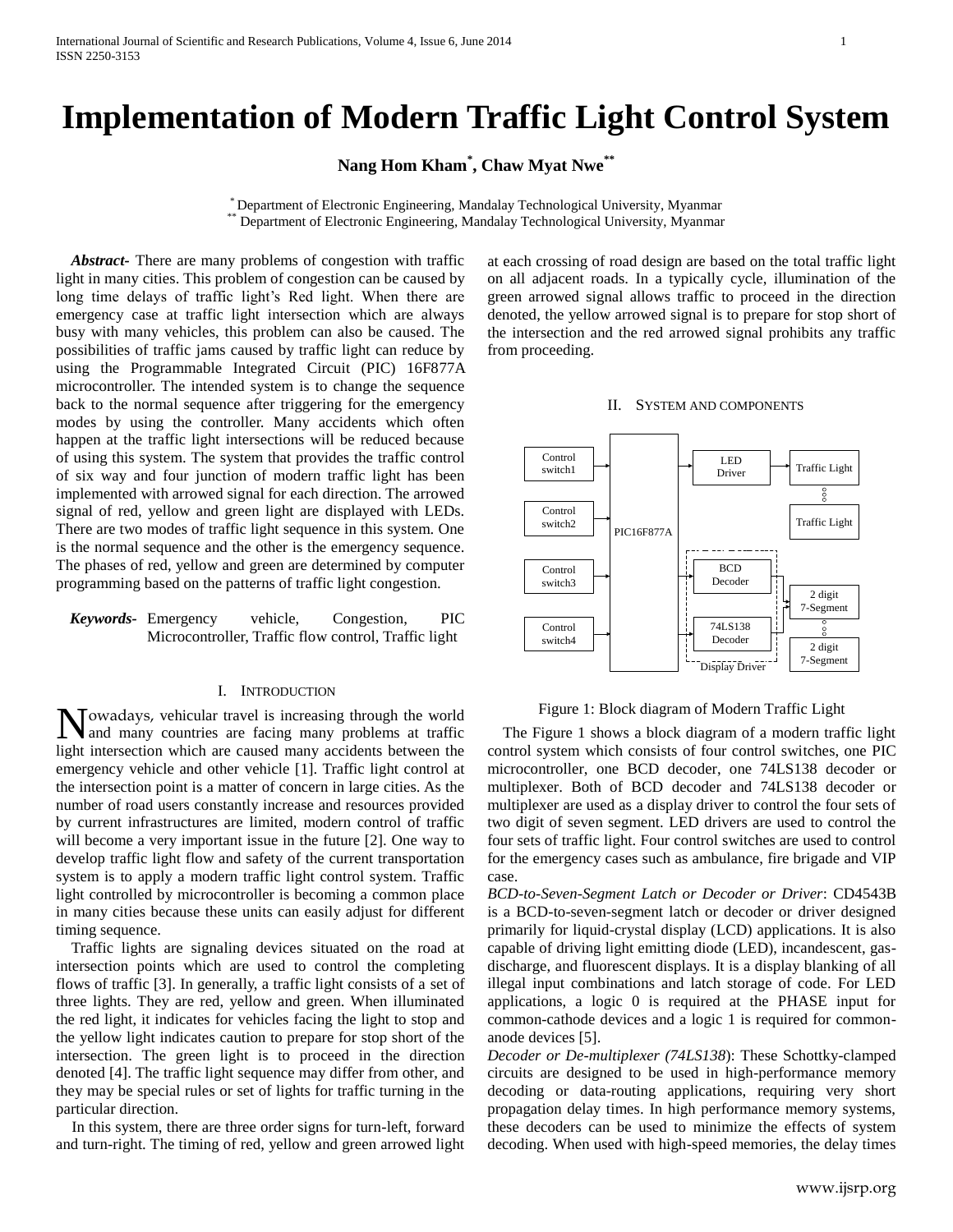# Implementation of Modern Traffic Light Control System

**Nang Hom Kham*, Chaw Myat Nwe****

\* Department of Electronic Engineering, Mandalay Technological University, Myanmar
\*\* Department of Electronic Engineering, Mandalay Technological University, Myanmar

***Abstract-*** There are many problems of congestion with traffic light in many cities. This problem of congestion can be caused by long time delays of traffic light's Red light. When there are emergency case at traffic light intersection which are always busy with many vehicles, this problem can also be caused. The possibilities of traffic jams caused by traffic light can reduce by using the Programmable Integrated Circuit (PIC) 16F877A microcontroller. The intended system is to change the sequence back to the normal sequence after triggering for the emergency modes by using the controller. Many accidents which often happen at the traffic light intersections will be reduced because of using this system. The system that provides the traffic control of six way and four junction of modern traffic light has been implemented with arrowed signal for each direction. The arrowed signal of red, yellow and green light are displayed with LEDs. There are two modes of traffic light sequence in this system. One is the normal sequence and the other is the emergency sequence. The phases of red, yellow and green are determined by computer programming based on the patterns of traffic light congestion.

***Keywords-*** Emergency vehicle, Congestion, PIC Microcontroller, Traffic flow control, Traffic light

## I. Introduction

Nowadays, vehicular travel is increasing through the world and many countries are facing many problems at traffic light intersection which are caused many accidents between the emergency vehicle and other vehicle [1]. Traffic light control at the intersection point is a matter of concern in large cities. As the number of road users constantly increase and resources provided by current infrastructures are limited, modern control of traffic will become a very important issue in the future [2]. One way to develop traffic light flow and safety of the current transportation system is to apply a modern traffic light control system. Traffic light controlled by microcontroller is becoming a common place in many cities because these units can easily adjust for different timing sequence.

Traffic lights are signaling devices situated on the road at intersection points which are used to control the completing flows of traffic [3]. In generally, a traffic light consists of a set of three lights. They are red, yellow and green. When illuminated the red light, it indicates for vehicles facing the light to stop and the yellow light indicates caution to prepare for stop short of the intersection. The green light is to proceed in the direction denoted [4]. The traffic light sequence may differ from other, and they may be special rules or set of lights for traffic turning in the particular direction.

In this system, there are three order signs for turn-left, forward and turn-right. The timing of red, yellow and green arrowed light at each crossing of road design are based on the total traffic light on all adjacent roads. In a typically cycle, illumination of the green arrowed signal allows traffic to proceed in the direction denoted, the yellow arrowed signal is to prepare for stop short of the intersection and the red arrowed signal prohibits any traffic from proceeding.

## II. System and Components

Figure 1: Block diagram of Modern Traffic Light

The Figure 1 shows a block diagram of a modern traffic light control system which consists of four control switches, one PIC microcontroller, one BCD decoder, one 74LS138 decoder or multiplexer. Both of BCD decoder and 74LS138 decoder or multiplexer are used as a display driver to control the four sets of two digit of seven segment. LED drivers are used to control the four sets of traffic light. Four control switches are used to control for the emergency cases such as ambulance, fire brigade and VIP case.

*BCD-to-Seven-Segment Latch or Decoder or Driver*: CD4543B is a BCD-to-seven-segment latch or decoder or driver designed primarily for liquid-crystal display (LCD) applications. It is also capable of driving light emitting diode (LED), incandescent, gas-discharge, and fluorescent displays. It is a display blanking of all illegal input combinations and latch storage of code. For LED applications, a logic 0 is required at the PHASE input for common-cathode devices and a logic 1 is required for common-anode devices [5].

*Decoder or De-multiplexer (74LS138)*: These Schottky-clamped circuits are designed to be used in high-performance memory decoding or data-routing applications, requiring very short propagation delay times. In high performance memory systems, these decoders can be used to minimize the effects of system decoding. When used with high-speed memories, the delay times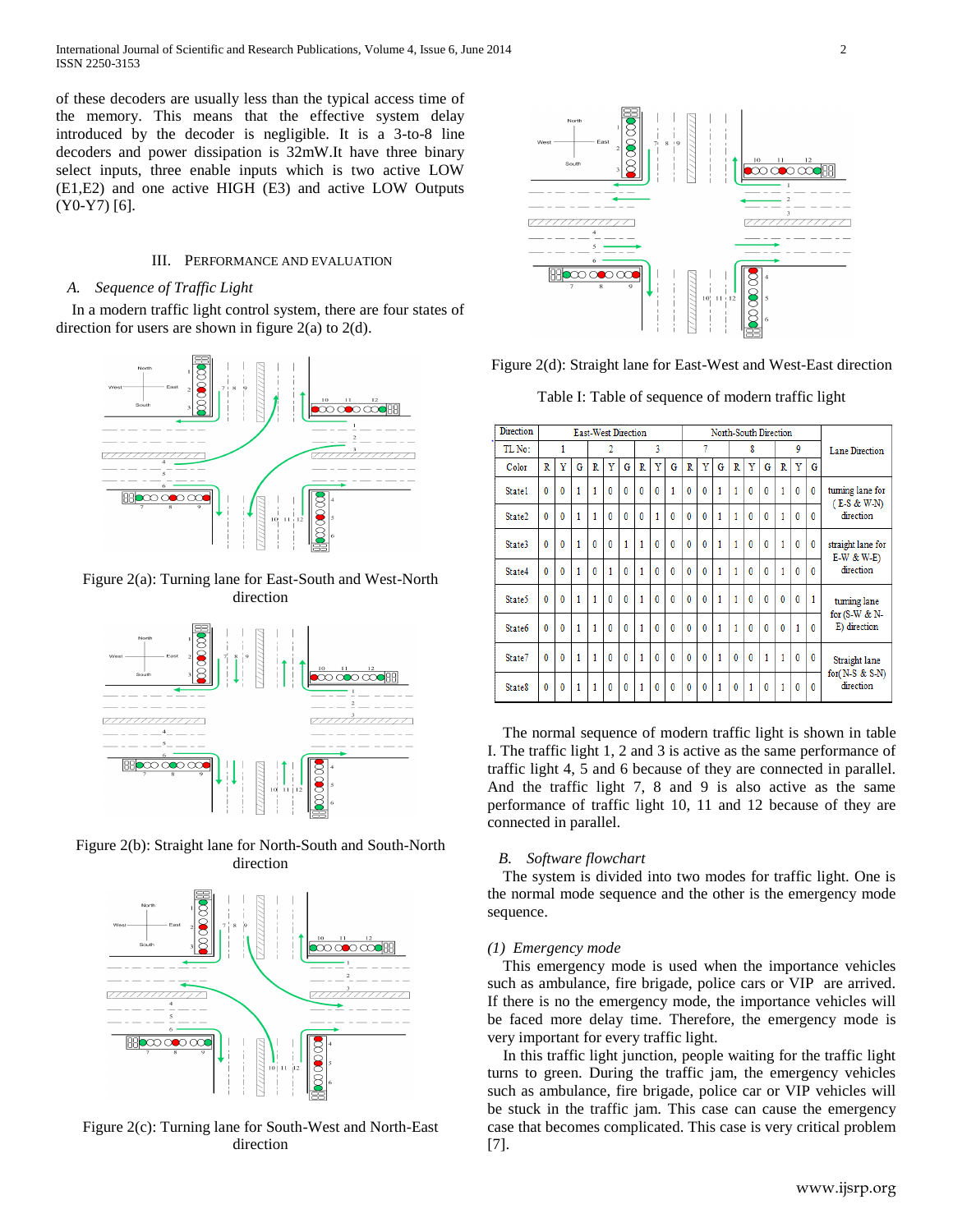of these decoders are usually less than the typical access time of the memory. This means that the effective system delay introduced by the decoder is negligible. It is a 3-to-8 line decoders and power dissipation is 32mW.It have three binary select inputs, three enable inputs which is two active LOW (E1,E2) and one active HIGH (E3) and active LOW Outputs (Y0-Y7) [6].

## III. Performance and Evaluation

### *A. Sequence of Traffic Light*

In a modern traffic light control system, there are four states of direction for users are shown in figure 2(a) to 2(d).

Figure 2(a): Turning lane for East-South and West-North direction

Figure 2(b): Straight lane for North-South and South-North direction

Figure 2(c): Turning lane for South-West and North-East direction

Figure 2(d): Straight lane for East-West and West-East direction

Table I: Table of sequence of modern traffic light

| Direction | East-West Direction | | | | | | | | | North-South Direction | | | | | | | | | Lane Direction |
|---|---|---|---|---|---|---|---|---|---|---|---|---|---|---|---|---|---|---|---|
| TL No: | 1 | | | 2 | | | 3 | | | 7 | | | 8 | | | 9 | | | |
| Color | R | Y | G | R | Y | G | R | Y | G | R | Y | G | R | Y | G | R | Y | G | |
| State1 | 0 | 0 | 1 | 1 | 0 | 0 | 0 | 0 | 1 | 0 | 0 | 1 | 1 | 0 | 0 | 1 | 0 | 0 | turning lane for ( E-S & W-N) direction |
| State2 | 0 | 0 | 1 | 1 | 0 | 0 | 0 | 1 | 0 | 0 | 0 | 1 | 1 | 0 | 0 | 1 | 0 | 0 | |
| State3 | 0 | 0 | 1 | 0 | 0 | 1 | 1 | 0 | 0 | 0 | 0 | 1 | 1 | 0 | 0 | 1 | 0 | 0 | straight lane for E-W & W-E) direction |
| State4 | 0 | 0 | 1 | 0 | 1 | 0 | 1 | 0 | 0 | 0 | 0 | 1 | 1 | 0 | 0 | 1 | 0 | 0 | |
| State5 | 0 | 0 | 1 | 1 | 0 | 0 | 1 | 0 | 0 | 0 | 0 | 1 | 1 | 0 | 0 | 0 | 0 | 1 | turning lane for (S-W & N-E) direction |
| State6 | 0 | 0 | 1 | 1 | 0 | 0 | 1 | 0 | 0 | 0 | 0 | 1 | 1 | 0 | 0 | 0 | 1 | 0 | |
| State7 | 0 | 0 | 1 | 1 | 0 | 0 | 1 | 0 | 0 | 0 | 0 | 1 | 0 | 0 | 1 | 1 | 0 | 0 | Straight lane for(N-S & S-N) direction |
| State8 | 0 | 0 | 1 | 1 | 0 | 0 | 1 | 0 | 0 | 0 | 0 | 1 | 0 | 1 | 0 | 1 | 0 | 0 | |

The normal sequence of modern traffic light is shown in table I. The traffic light 1, 2 and 3 is active as the same performance of traffic light 4, 5 and 6 because of they are connected in parallel. And the traffic light 7, 8 and 9 is also active as the same performance of traffic light 10, 11 and 12 because of they are connected in parallel.

### *B. Software flowchart*

The system is divided into two modes for traffic light. One is the normal mode sequence and the other is the emergency mode sequence.

#### *(1) Emergency mode*

This emergency mode is used when the importance vehicles such as ambulance, fire brigade, police cars or VIP are arrived. If there is no the emergency mode, the importance vehicles will be faced more delay time. Therefore, the emergency mode is very important for every traffic light.

In this traffic light junction, people waiting for the traffic light turns to green. During the traffic jam, the emergency vehicles such as ambulance, fire brigade, police car or VIP vehicles will be stuck in the traffic jam. This case can cause the emergency case that becomes complicated. This case is very critical problem [7].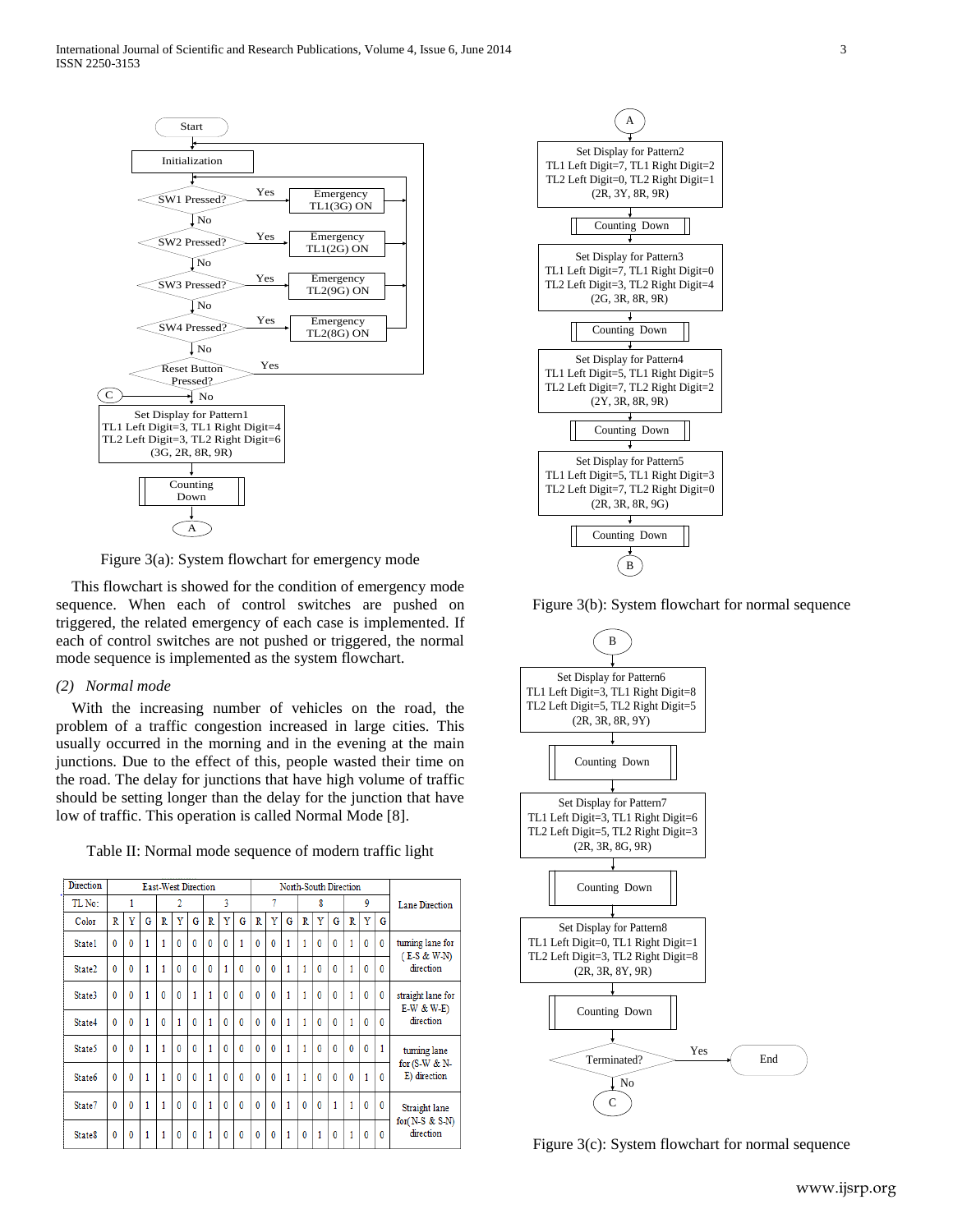Figure 3(a): System flowchart for emergency mode

This flowchart is showed for the condition of emergency mode sequence. When each of control switches are pushed on triggered, the related emergency of each case is implemented. If each of control switches are not pushed or triggered, the normal mode sequence is implemented as the system flowchart.

*(2) Normal mode*

With the increasing number of vehicles on the road, the problem of a traffic congestion increased in large cities. This usually occurred in the morning and in the evening at the main junctions. Due to the effect of this, people wasted their time on the road. The delay for junctions that have high volume of traffic should be setting longer than the delay for the junction that have low of traffic. This operation is called Normal Mode [8].

Table II: Normal mode sequence of modern traffic light

| Direction | East-West Direction | | | | | | | | | North-South Direction | | | | | | | | | Lane Direction |
|---|---|---|---|---|---|---|---|---|---|---|---|---|---|---|---|---|---|---|---|
| TL No: | 1 | | | 2 | | | 3 | | | 7 | | | 8 | | | 9 | | | |
| Color | R | Y | G | R | Y | G | R | Y | G | R | Y | G | R | Y | G | R | Y | G | |
| State1 | 0 | 0 | 1 | 1 | 0 | 0 | 0 | 0 | 1 | 0 | 0 | 1 | 1 | 0 | 0 | 1 | 0 | 0 | turning lane for (E-S & W-N) direction |
| State2 | 0 | 0 | 1 | 1 | 0 | 0 | 0 | 1 | 0 | 0 | 0 | 1 | 1 | 0 | 0 | 1 | 0 | 0 | |
| State3 | 0 | 0 | 1 | 0 | 0 | 1 | 1 | 0 | 0 | 0 | 0 | 1 | 1 | 0 | 0 | 1 | 0 | 0 | straight lane for E-W & W-E) direction |
| State4 | 0 | 0 | 1 | 0 | 1 | 0 | 1 | 0 | 0 | 0 | 0 | 1 | 1 | 0 | 0 | 1 | 0 | 0 | |
| State5 | 0 | 0 | 1 | 1 | 0 | 0 | 1 | 0 | 0 | 0 | 0 | 1 | 1 | 0 | 0 | 0 | 0 | 1 | turning lane for (S-W & N-E) direction |
| State6 | 0 | 0 | 1 | 1 | 0 | 0 | 1 | 0 | 0 | 0 | 0 | 1 | 1 | 0 | 0 | 0 | 1 | 0 | |
| State7 | 0 | 0 | 1 | 1 | 0 | 0 | 1 | 0 | 0 | 0 | 0 | 1 | 0 | 0 | 1 | 1 | 0 | 0 | Straight lane for(N-S & S-N) direction |
| State8 | 0 | 0 | 1 | 1 | 0 | 0 | 1 | 0 | 0 | 0 | 0 | 1 | 0 | 1 | 0 | 1 | 0 | 0 | |

Figure 3(b): System flowchart for normal sequence

Figure 3(c): System flowchart for normal sequence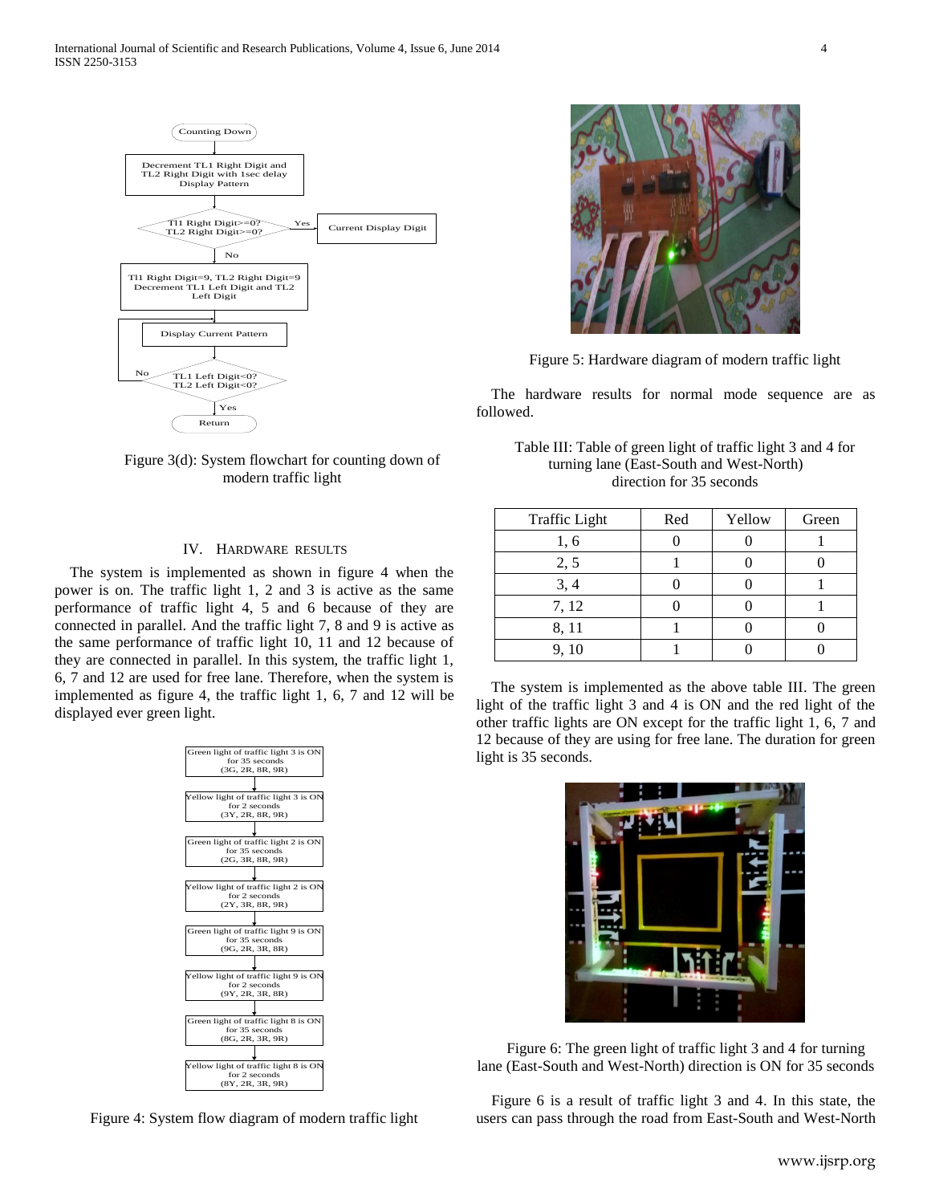Figure 3(d): System flowchart for counting down of modern traffic light

## IV. Hardware Results

The system is implemented as shown in figure 4 when the power is on. The traffic light 1, 2 and 3 is active as the same performance of traffic light 4, 5 and 6 because of they are connected in parallel. And the traffic light 7, 8 and 9 is active as the same performance of traffic light 10, 11 and 12 because of they are connected in parallel. In this system, the traffic light 1, 6, 7 and 12 are used for free lane. Therefore, when the system is implemented as figure 4, the traffic light 1, 6, 7 and 12 will be displayed ever green light.

Figure 4: System flow diagram of modern traffic light

Figure 5: Hardware diagram of modern traffic light

The hardware results for normal mode sequence are as followed.

Table III: Table of green light of traffic light 3 and 4 for turning lane (East-South and West-North) direction for 35 seconds

| Traffic Light | Red | Yellow | Green |
| --- | --- | --- | --- |
| 1, 6 | 0 | 0 | 1 |
| 2, 5 | 1 | 0 | 0 |
| 3, 4 | 0 | 0 | 1 |
| 7, 12 | 0 | 0 | 1 |
| 8, 11 | 1 | 0 | 0 |
| 9, 10 | 1 | 0 | 0 |

The system is implemented as the above table III. The green light of the traffic light 3 and 4 is ON and the red light of the other traffic lights are ON except for the traffic light 1, 6, 7 and 12 because of they are using for free lane. The duration for green light is 35 seconds.

Figure 6: The green light of traffic light 3 and 4 for turning lane (East-South and West-North) direction is ON for 35 seconds

Figure 6 is a result of traffic light 3 and 4. In this state, the users can pass through the road from East-South and West-North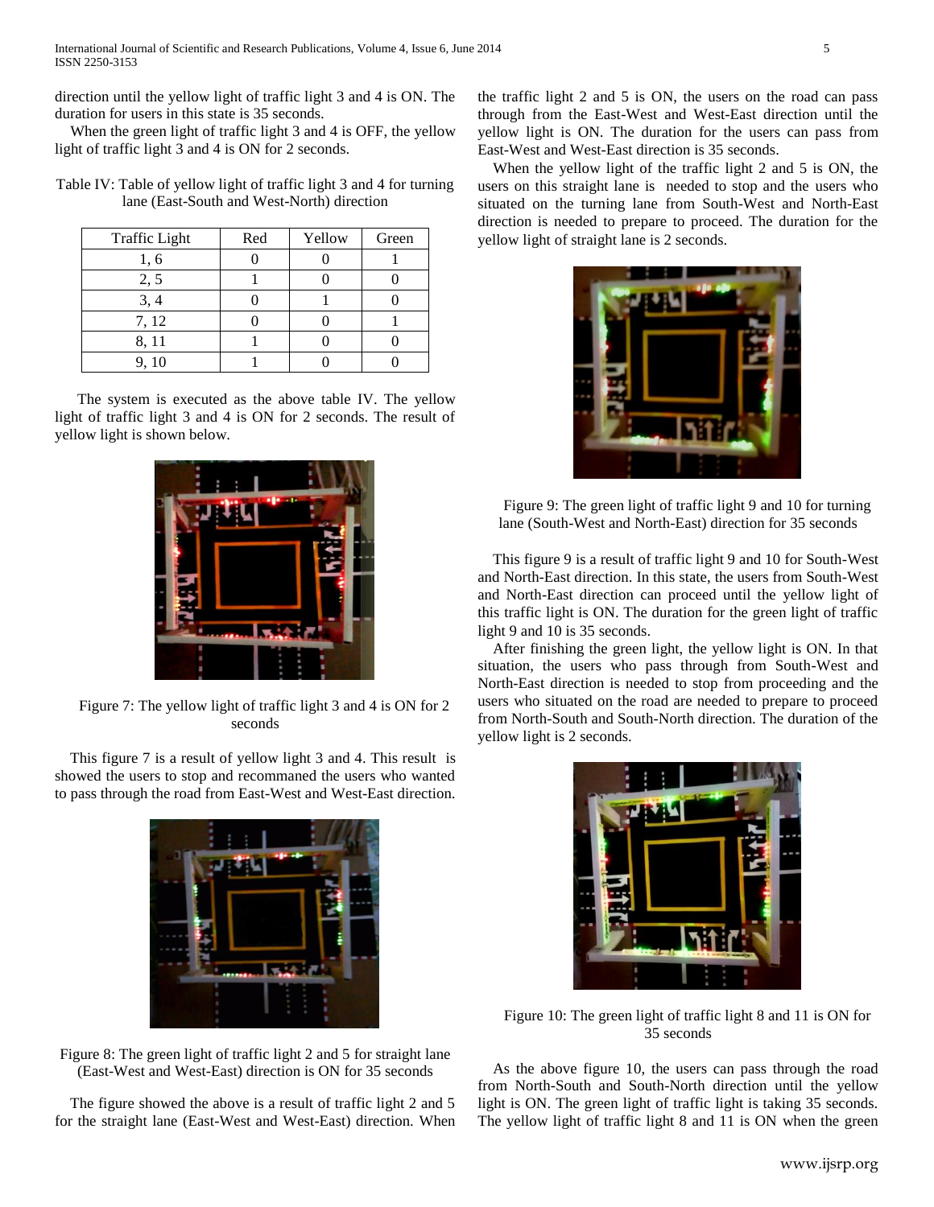direction until the yellow light of traffic light 3 and 4 is ON. The duration for users in this state is 35 seconds.

When the green light of traffic light 3 and 4 is OFF, the yellow light of traffic light 3 and 4 is ON for 2 seconds.

Table IV: Table of yellow light of traffic light 3 and 4 for turning lane (East-South and West-North) direction

| Traffic Light | Red | Yellow | Green |
|---|---|---|---|
| 1, 6 | 0 | 0 | 1 |
| 2, 5 | 1 | 0 | 0 |
| 3, 4 | 0 | 1 | 0 |
| 7, 12 | 0 | 0 | 1 |
| 8, 11 | 1 | 0 | 0 |
| 9, 10 | 1 | 0 | 0 |

The system is executed as the above table IV. The yellow light of traffic light 3 and 4 is ON for 2 seconds. The result of yellow light is shown below.

Figure 7: The yellow light of traffic light 3 and 4 is ON for 2 seconds

This figure 7 is a result of yellow light 3 and 4. This result is showed the users to stop and recommaned the users who wanted to pass through the road from East-West and West-East direction.

Figure 8: The green light of traffic light 2 and 5 for straight lane (East-West and West-East) direction is ON for 35 seconds

The figure showed the above is a result of traffic light 2 and 5 for the straight lane (East-West and West-East) direction. When the traffic light 2 and 5 is ON, the users on the road can pass through from the East-West and West-East direction until the yellow light is ON. The duration for the users can pass from East-West and West-East direction is 35 seconds.

When the yellow light of the traffic light 2 and 5 is ON, the users on this straight lane is needed to stop and the users who situated on the turning lane from South-West and North-East direction is needed to prepare to proceed. The duration for the yellow light of straight lane is 2 seconds.

Figure 9: The green light of traffic light 9 and 10 for turning lane (South-West and North-East) direction for 35 seconds

This figure 9 is a result of traffic light 9 and 10 for South-West and North-East direction. In this state, the users from South-West and North-East direction can proceed until the yellow light of this traffic light is ON. The duration for the green light of traffic light 9 and 10 is 35 seconds.

After finishing the green light, the yellow light is ON. In that situation, the users who pass through from South-West and North-East direction is needed to stop from proceeding and the users who situated on the road are needed to prepare to proceed from North-South and South-North direction. The duration of the yellow light is 2 seconds.

Figure 10: The green light of traffic light 8 and 11 is ON for 35 seconds

As the above figure 10, the users can pass through the road from North-South and South-North direction until the yellow light is ON. The green light of traffic light is taking 35 seconds. The yellow light of traffic light 8 and 11 is ON when the green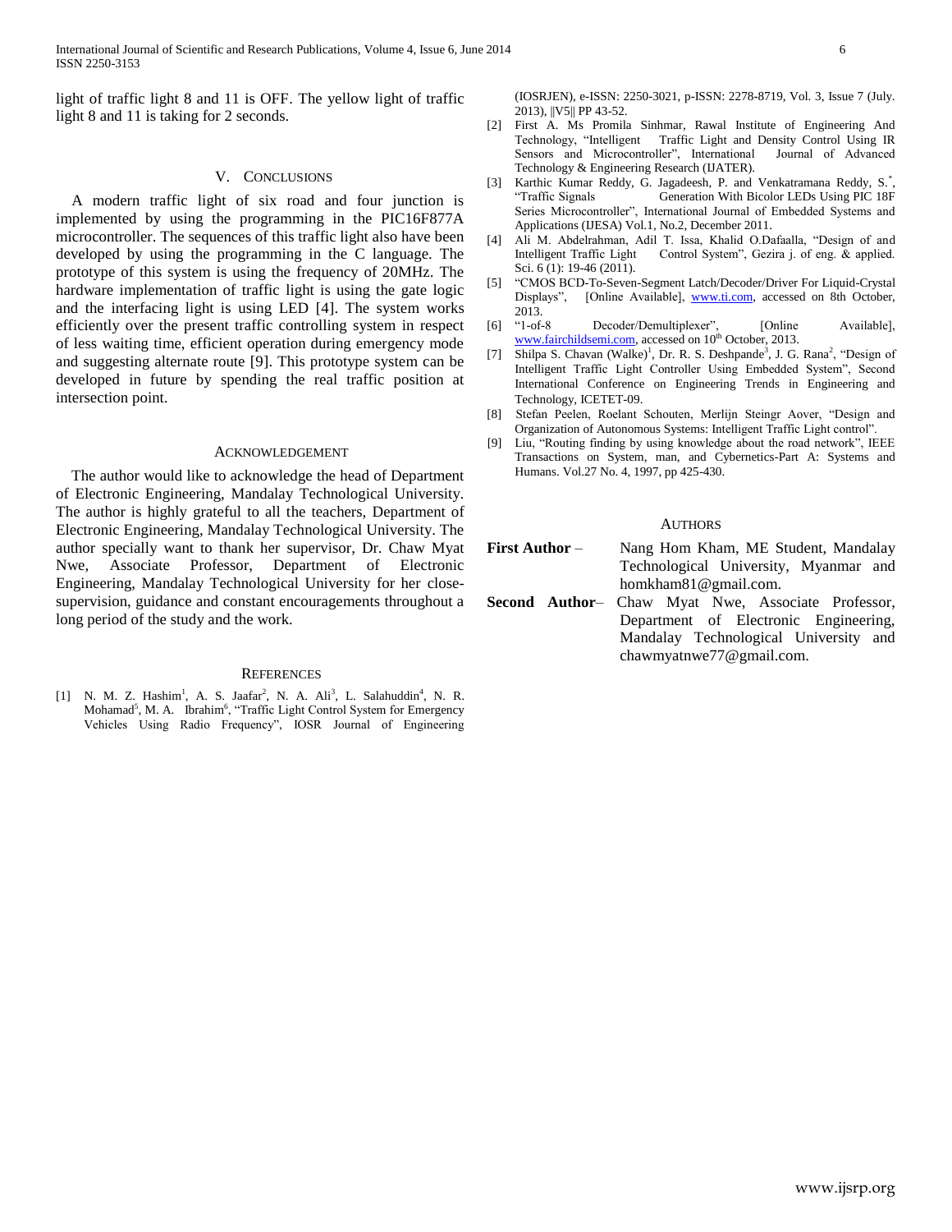light of traffic light 8 and 11 is OFF. The yellow light of traffic light 8 and 11 is taking for 2 seconds.

## V. Conclusions

A modern traffic light of six road and four junction is implemented by using the programming in the PIC16F877A microcontroller. The sequences of this traffic light also have been developed by using the programming in the C language. The prototype of this system is using the frequency of 20MHz. The hardware implementation of traffic light is using the gate logic and the interfacing light is using LED [4]. The system works efficiently over the present traffic controlling system in respect of less waiting time, efficient operation during emergency mode and suggesting alternate route [9]. This prototype system can be developed in future by spending the real traffic position at intersection point.

## Acknowledgement

The author would like to acknowledge the head of Department of Electronic Engineering, Mandalay Technological University. The author is highly grateful to all the teachers, Department of Electronic Engineering, Mandalay Technological University. The author specially want to thank her supervisor, Dr. Chaw Myat Nwe, Associate Professor, Department of Electronic Engineering, Mandalay Technological University for her close-supervision, guidance and constant encouragements throughout a long period of the study and the work.

## References

[1] N. M. Z. Hashim[1], A. S. Jaafar[2], N. A. Ali[3], L. Salahuddin[4], N. R. Mohamad[5], M. A. Ibrahim[6], "Traffic Light Control System for Emergency Vehicles Using Radio Frequency", IOSR Journal of Engineering (IOSRJEN), e-ISSN: 2250-3021, p-ISSN: 2278-8719, Vol. 3, Issue 7 (July. 2013), ||V5|| PP 43-52.

[2] First A. Ms Promila Sinhmar, Rawal Institute of Engineering And Technology, "Intelligent Traffic Light and Density Control Using IR Sensors and Microcontroller", International Journal of Advanced Technology & Engineering Research (IJATER).

[3] Karthic Kumar Reddy, G. Jagadeesh, P. and Venkatramana Reddy, S.[*], "Traffic Signals Generation With Bicolor LEDs Using PIC 18F Series Microcontroller", International Journal of Embedded Systems and Applications (IJESA) Vol.1, No.2, December 2011.

[4] Ali M. Abdelrahman, Adil T. Issa, Khalid O.Dafaalla, "Design of and Intelligent Traffic Light Control System", Gezira j. of eng. & applied. Sci. 6 (1): 19-46 (2011).

[5] "CMOS BCD-To-Seven-Segment Latch/Decoder/Driver For Liquid-Crystal Displays", [Online Available], www.ti.com, accessed on 8th October, 2013.

[6] "1-of-8 Decoder/Demultiplexer", [Online Available], www.fairchildsemi.com, accessed on 10th October, 2013.

[7] Shilpa S. Chavan (Walke)[1], Dr. R. S. Deshpande[3], J. G. Rana[2], "Design of Intelligent Traffic Light Controller Using Embedded System", Second International Conference on Engineering Trends in Engineering and Technology, ICETET-09.

[8] Stefan Peelen, Roelant Schouten, Merlijn Steingr Aover, "Design and Organization of Autonomous Systems: Intelligent Traffic Light control".

[9] Liu, "Routing finding by using knowledge about the road network", IEEE Transactions on System, man, and Cybernetics-Part A: Systems and Humans. Vol.27 No. 4, 1997, pp 425-430.

## Authors

**First Author** – Nang Hom Kham, ME Student, Mandalay Technological University, Myanmar and homkham81@gmail.com.

**Second Author**– Chaw Myat Nwe, Associate Professor, Department of Electronic Engineering, Mandalay Technological University and chawmyatnwe77@gmail.com.